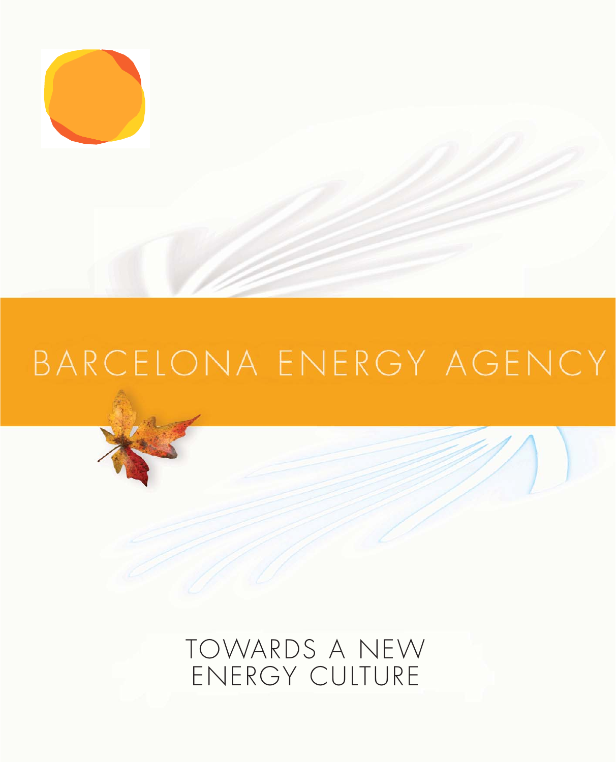# BARCELONA ENERGY AGENCY

## TOWARDS A NEW ENERGY CULTURE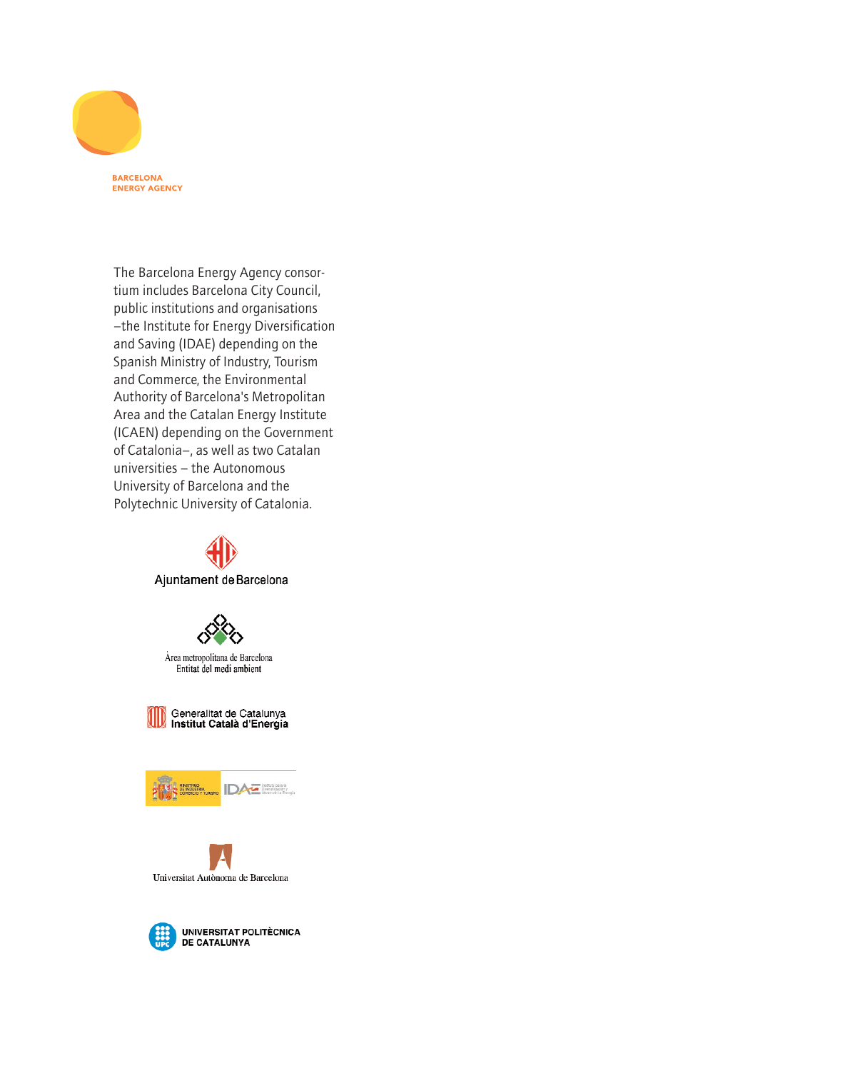BARCELONA
ENERGY AGENCY

The Barcelona Energy Agency consortium includes Barcelona City Council, public institutions and organisations –the Institute for Energy Diversification and Saving (IDAE) depending on the Spanish Ministry of Industry, Tourism and Commerce, the Environmental Authority of Barcelona's Metropolitan Area and the Catalan Energy Institute (ICAEN) depending on the Government of Catalonia–, as well as two Catalan universities – the Autonomous University of Barcelona and the Polytechnic University of Catalonia.

Ajuntament de Barcelona

Àrea metropolitana de Barcelona
Entitat del medi ambient

Generalitat de Catalunya
Institut Català d'Energia

MINISTERIO DE INDUSTRIA, COMERCIO Y TURISMO
IDAE Instituto para la Diversificación y Ahorro de la Energía

Universitat Autònoma de Barcelona

UNIVERSITAT POLITÈCNICA DE CATALUNYA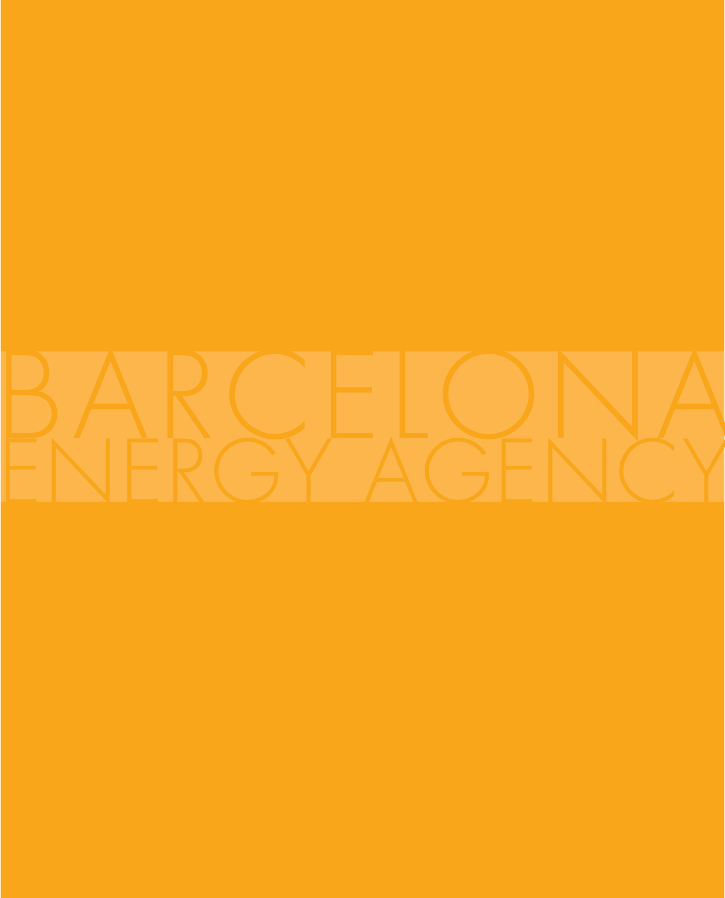BARCELONA ENERGY AGENCY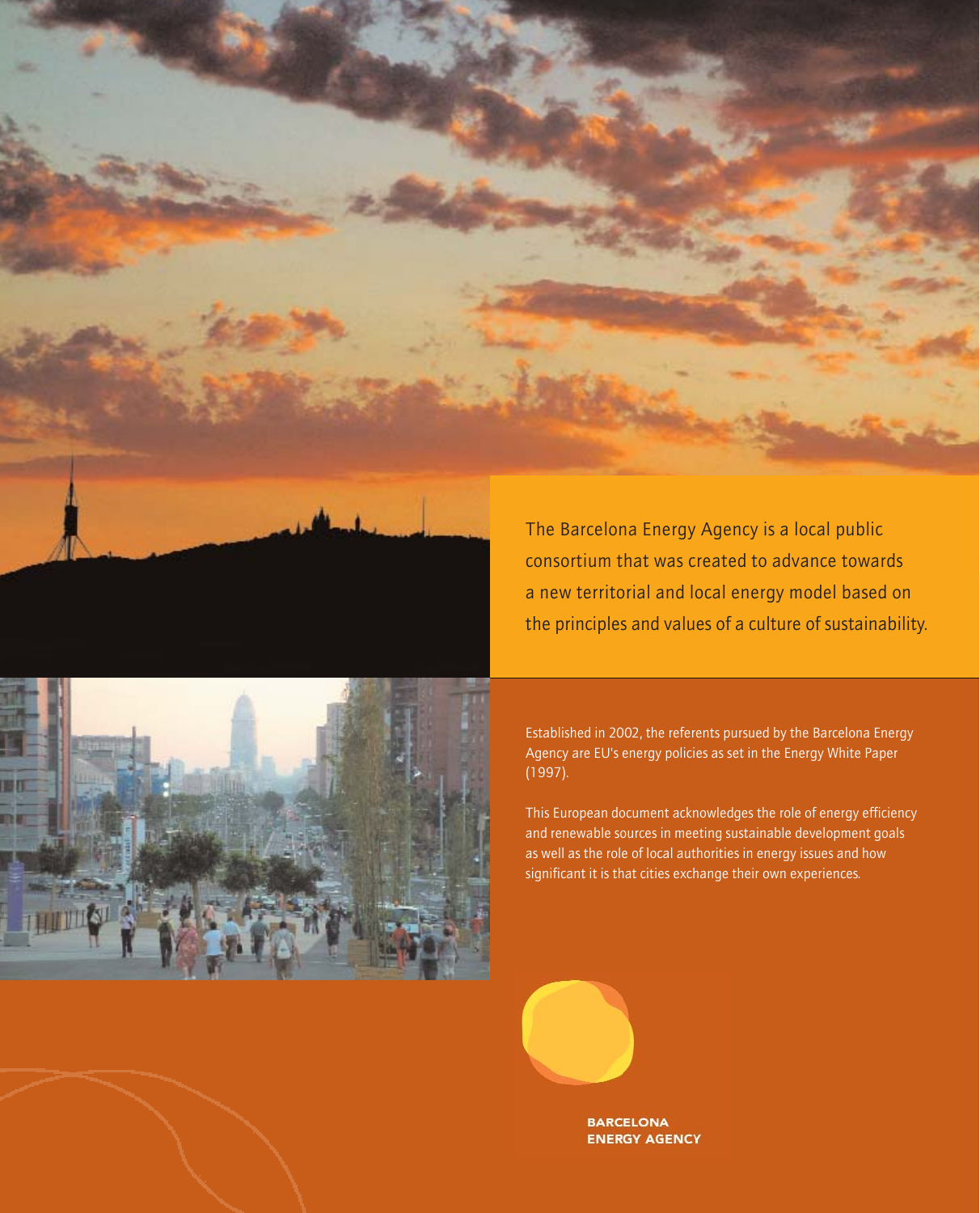The Barcelona Energy Agency is a local public consortium that was created to advance towards a new territorial and local energy model based on the principles and values of a culture of sustainability.

Established in 2002, the referents pursued by the Barcelona Energy Agency are EU's energy policies as set in the Energy White Paper (1997).

This European document acknowledges the role of energy efficiency and renewable sources in meeting sustainable development goals as well as the role of local authorities in energy issues and how significant it is that cities exchange their own experiences.

**BARCELONA ENERGY AGENCY**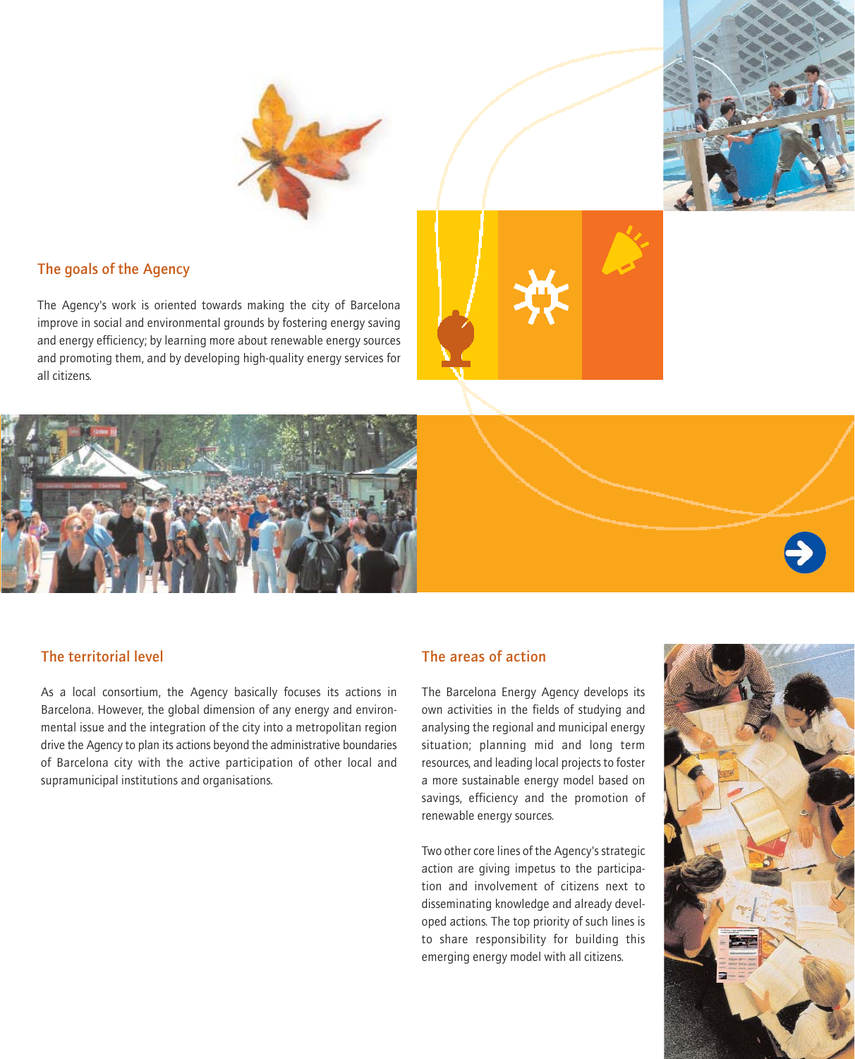## The goals of the Agency

The Agency's work is oriented towards making the city of Barcelona improve in social and environmental grounds by fostering energy saving and energy efficiency; by learning more about renewable energy sources and promoting them, and by developing high-quality energy services for all citizens.

## The territorial level

As a local consortium, the Agency basically focuses its actions in Barcelona. However, the global dimension of any energy and environmental issue and the integration of the city into a metropolitan region drive the Agency to plan its actions beyond the administrative boundaries of Barcelona city with the active participation of other local and supramunicipal institutions and organisations.

## The areas of action

The Barcelona Energy Agency develops its own activities in the fields of studying and analysing the regional and municipal energy situation; planning mid and long term resources, and leading local projects to foster a more sustainable energy model based on savings, efficiency and the promotion of renewable energy sources.

Two other core lines of the Agency's strategic action are giving impetus to the participation and involvement of citizens next to disseminating knowledge and already developed actions. The top priority of such lines is to share responsibility for building this emerging energy model with all citizens.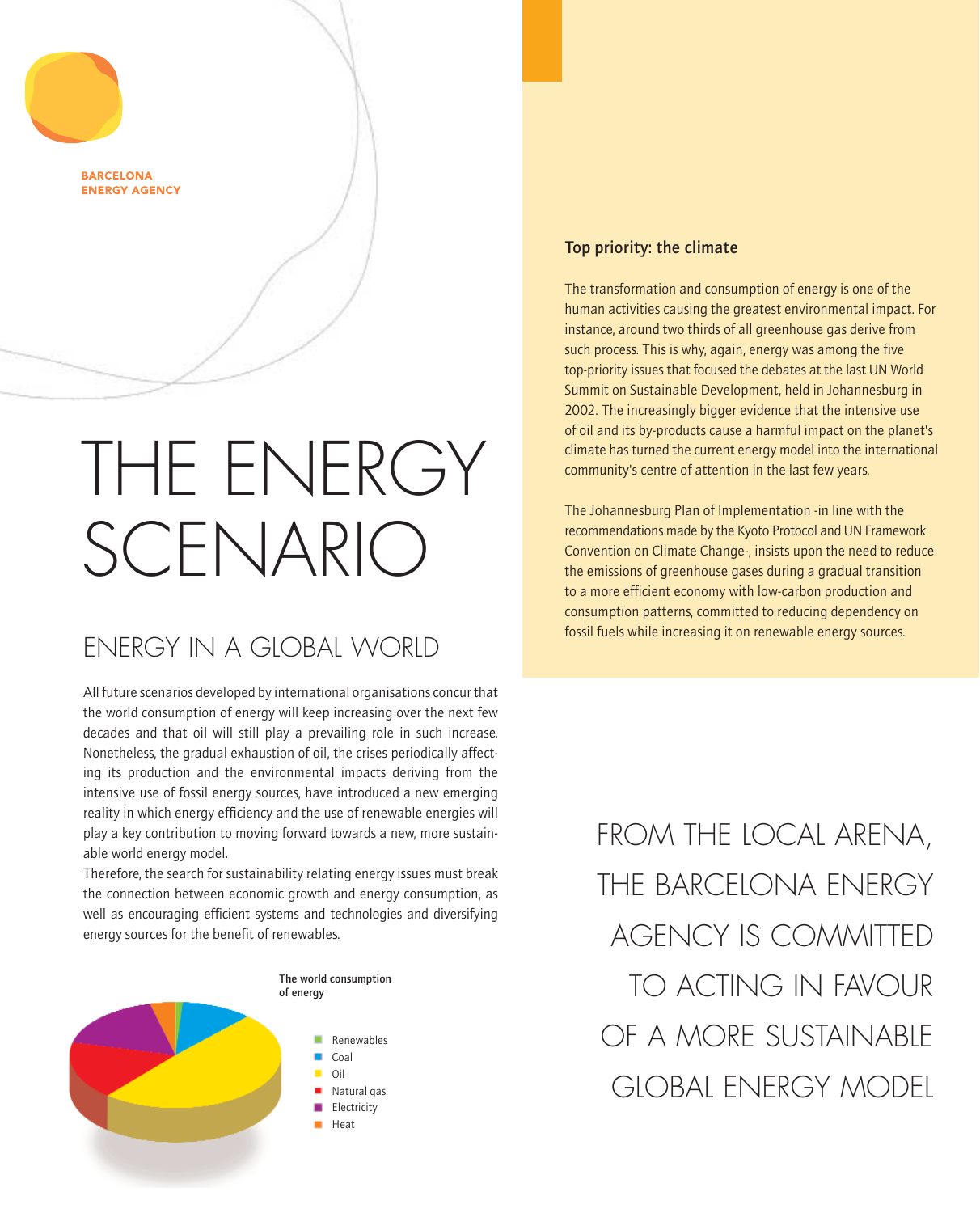BARCELONA
ENERGY AGENCY

# THE ENERGY SCENARIO

## ENERGY IN A GLOBAL WORLD

All future scenarios developed by international organisations concur that the world consumption of energy will keep increasing over the next few decades and that oil will still play a prevailing role in such increase. Nonetheless, the gradual exhaustion of oil, the crises periodically affecting its production and the environmental impacts deriving from the intensive use of fossil energy sources, have introduced a new emerging reality in which energy efficiency and the use of renewable energies will play a key contribution to moving forward towards a new, more sustainable world energy model.

Therefore, the search for sustainability relating energy issues must break the connection between economic growth and energy consumption, as well as encouraging efficient systems and technologies and diversifying energy sources for the benefit of renewables.

**The world consumption of energy**

- Renewables
- Coal
- Oil
- Natural gas
- Electricity
- Heat

### Top priority: the climate

The transformation and consumption of energy is one of the human activities causing the greatest environmental impact. For instance, around two thirds of all greenhouse gas derive from such process. This is why, again, energy was among the five top-priority issues that focused the debates at the last UN World Summit on Sustainable Development, held in Johannesburg in 2002. The increasingly bigger evidence that the intensive use of oil and its by-products cause a harmful impact on the planet's climate has turned the current energy model into the international community's centre of attention in the last few years.

The Johannesburg Plan of Implementation -in line with the recommendations made by the Kyoto Protocol and UN Framework Convention on Climate Change-, insists upon the need to reduce the emissions of greenhouse gases during a gradual transition to a more efficient economy with low-carbon production and consumption patterns, committed to reducing dependency on fossil fuels while increasing it on renewable energy sources.

FROM THE LOCAL ARENA, THE BARCELONA ENERGY AGENCY IS COMMITTED TO ACTING IN FAVOUR OF A MORE SUSTAINABLE GLOBAL ENERGY MODEL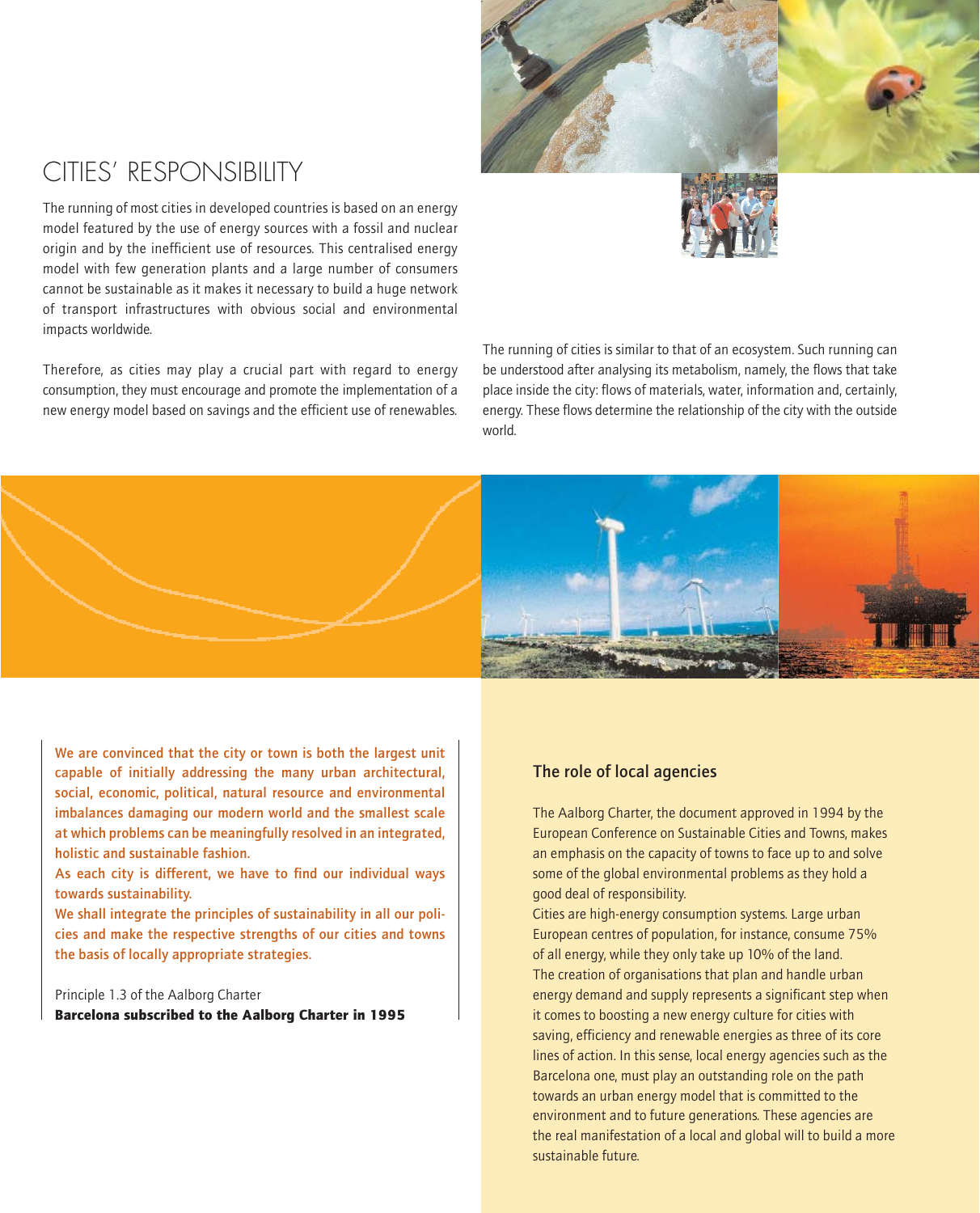# CITIES' RESPONSIBILITY

The running of most cities in developed countries is based on an energy model featured by the use of energy sources with a fossil and nuclear origin and by the inefficient use of resources. This centralised energy model with few generation plants and a large number of consumers cannot be sustainable as it makes it necessary to build a huge network of transport infrastructures with obvious social and environmental impacts worldwide.

Therefore, as cities may play a crucial part with regard to energy consumption, they must encourage and promote the implementation of a new energy model based on savings and the efficient use of renewables.

The running of cities is similar to that of an ecosystem. Such running can be understood after analysing its metabolism, namely, the flows that take place inside the city: flows of materials, water, information and, certainly, energy. These flows determine the relationship of the city with the outside world.

> We are convinced that the city or town is both the largest unit capable of initially addressing the many urban architectural, social, economic, political, natural resource and environmental imbalances damaging our modern world and the smallest scale at which problems can be meaningfully resolved in an integrated, holistic and sustainable fashion.
> As each city is different, we have to find our individual ways towards sustainability.
> We shall integrate the principles of sustainability in all our policies and make the respective strengths of our cities and towns the basis of locally appropriate strategies.
>
> Principle 1.3 of the Aalborg Charter
> **Barcelona subscribed to the Aalborg Charter in 1995**

## The role of local agencies

The Aalborg Charter, the document approved in 1994 by the European Conference on Sustainable Cities and Towns, makes an emphasis on the capacity of towns to face up to and solve some of the global environmental problems as they hold a good deal of responsibility.

Cities are high-energy consumption systems. Large urban European centres of population, for instance, consume 75% of all energy, while they only take up 10% of the land.

The creation of organisations that plan and handle urban energy demand and supply represents a significant step when it comes to boosting a new energy culture for cities with saving, efficiency and renewable energies as three of its core lines of action. In this sense, local energy agencies such as the Barcelona one, must play an outstanding role on the path towards an urban energy model that is committed to the environment and to future generations. These agencies are the real manifestation of a local and global will to build a more sustainable future.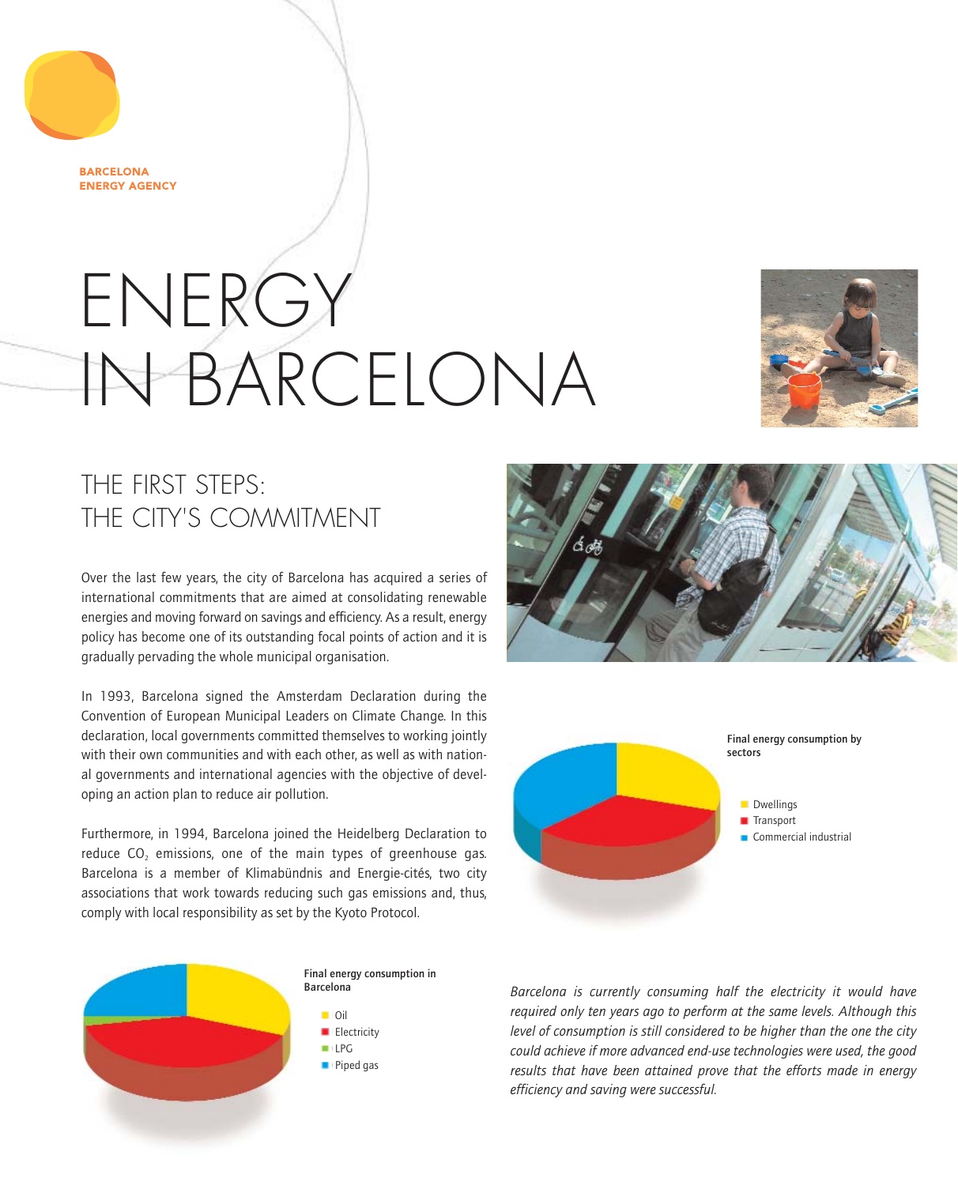BARCELONA
ENERGY AGENCY

# ENERGY IN BARCELONA

## THE FIRST STEPS: THE CITY'S COMMITMENT

Over the last few years, the city of Barcelona has acquired a series of international commitments that are aimed at consolidating renewable energies and moving forward on savings and efficiency. As a result, energy policy has become one of its outstanding focal points of action and it is gradually pervading the whole municipal organisation.

In 1993, Barcelona signed the Amsterdam Declaration during the Convention of European Municipal Leaders on Climate Change. In this declaration, local governments committed themselves to working jointly with their own communities and with each other, as well as with national governments and international agencies with the objective of developing an action plan to reduce air pollution.

Furthermore, in 1994, Barcelona joined the Heidelberg Declaration to reduce $CO_2$ emissions, one of the main types of greenhouse gas. Barcelona is a member of Klimabündnis and Energie-cités, two city associations that work towards reducing such gas emissions and, thus, comply with local responsibility as set by the Kyoto Protocol.

**Final energy consumption by sectors**

- Dwellings
- Transport
- Commercial industrial

**Final energy consumption in Barcelona**

- Oil
- Electricity
- LPG
- Piped gas

*Barcelona is currently consuming half the electricity it would have required only ten years ago to perform at the same levels. Although this level of consumption is still considered to be higher than the one the city could achieve if more advanced end-use technologies were used, the good results that have been attained prove that the efforts made in energy efficiency and saving were successful.*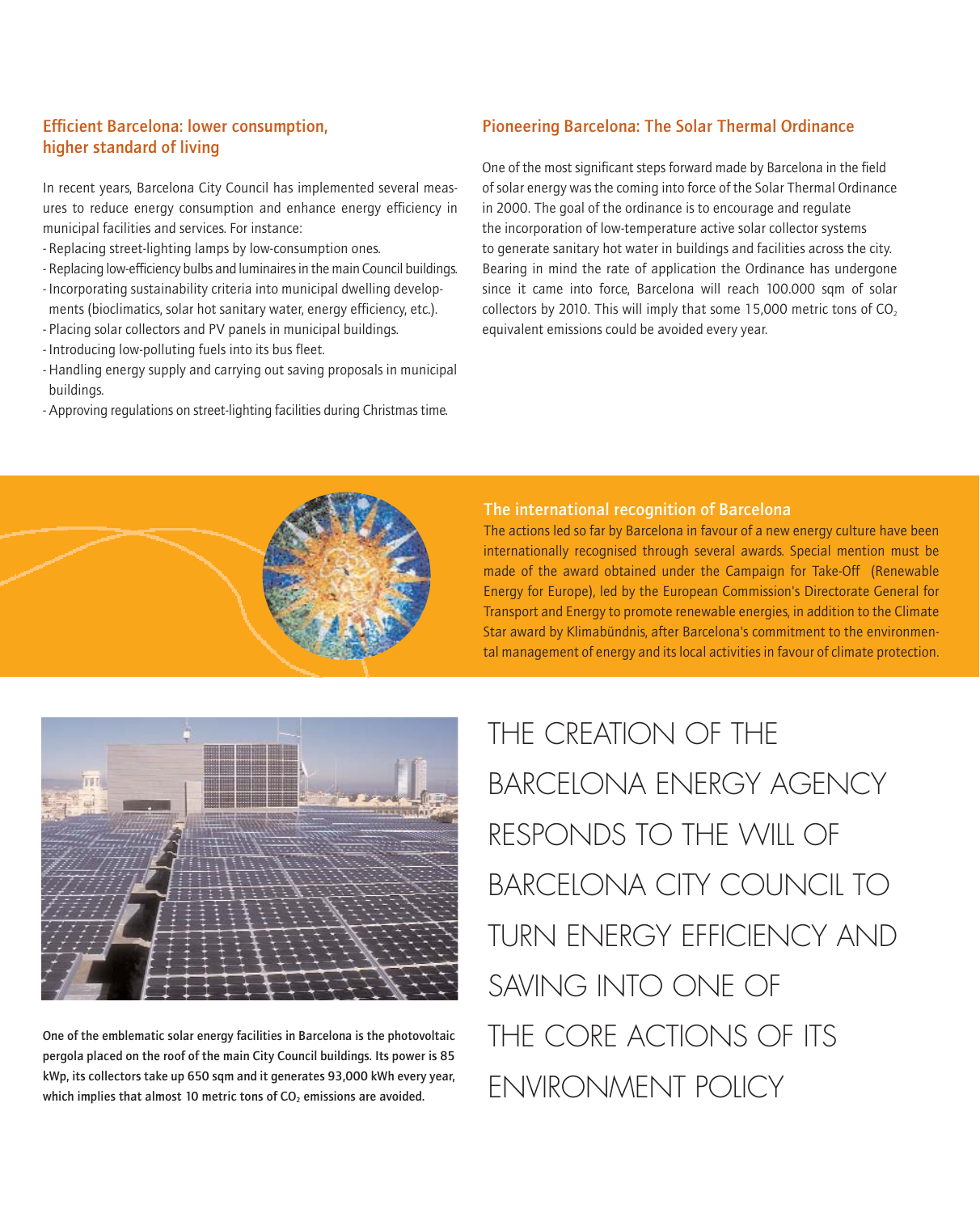## Efficient Barcelona: lower consumption, higher standard of living

In recent years, Barcelona City Council has implemented several measures to reduce energy consumption and enhance energy efficiency in municipal facilities and services. For instance:

- Replacing street-lighting lamps by low-consumption ones.
- Replacing low-efficiency bulbs and luminaires in the main Council buildings.
- Incorporating sustainability criteria into municipal dwelling developments (bioclimatics, solar hot sanitary water, energy efficiency, etc.).
- Placing solar collectors and PV panels in municipal buildings.
- Introducing low-polluting fuels into its bus fleet.
- Handling energy supply and carrying out saving proposals in municipal buildings.
- Approving regulations on street-lighting facilities during Christmas time.

## Pioneering Barcelona: The Solar Thermal Ordinance

One of the most significant steps forward made by Barcelona in the field of solar energy was the coming into force of the Solar Thermal Ordinance in 2000. The goal of the ordinance is to encourage and regulate the incorporation of low-temperature active solar collector systems to generate sanitary hot water in buildings and facilities across the city. Bearing in mind the rate of application the Ordinance has undergone since it came into force, Barcelona will reach 100.000 sqm of solar collectors by 2010. This will imply that some 15,000 metric tons of $CO_2$ equivalent emissions could be avoided every year.

## The international recognition of Barcelona

The actions led so far by Barcelona in favour of a new energy culture have been internationally recognised through several awards. Special mention must be made of the award obtained under the Campaign for Take-Off (Renewable Energy for Europe), led by the European Commission's Directorate General for Transport and Energy to promote renewable energies, in addition to the Climate Star award by Klimabündnis, after Barcelona's commitment to the environmental management of energy and its local activities in favour of climate protection.

**One of the emblematic solar energy facilities in Barcelona is the photovoltaic pergola placed on the roof of the main City Council buildings. Its power is 85 kWp, its collectors take up 650 sqm and it generates 93,000 kWh every year, which implies that almost 10 metric tons of $CO_2$ emissions are avoided.**

THE CREATION OF THE BARCELONA ENERGY AGENCY RESPONDS TO THE WILL OF BARCELONA CITY COUNCIL TO TURN ENERGY EFFICIENCY AND SAVING INTO ONE OF THE CORE ACTIONS OF ITS ENVIRONMENT POLICY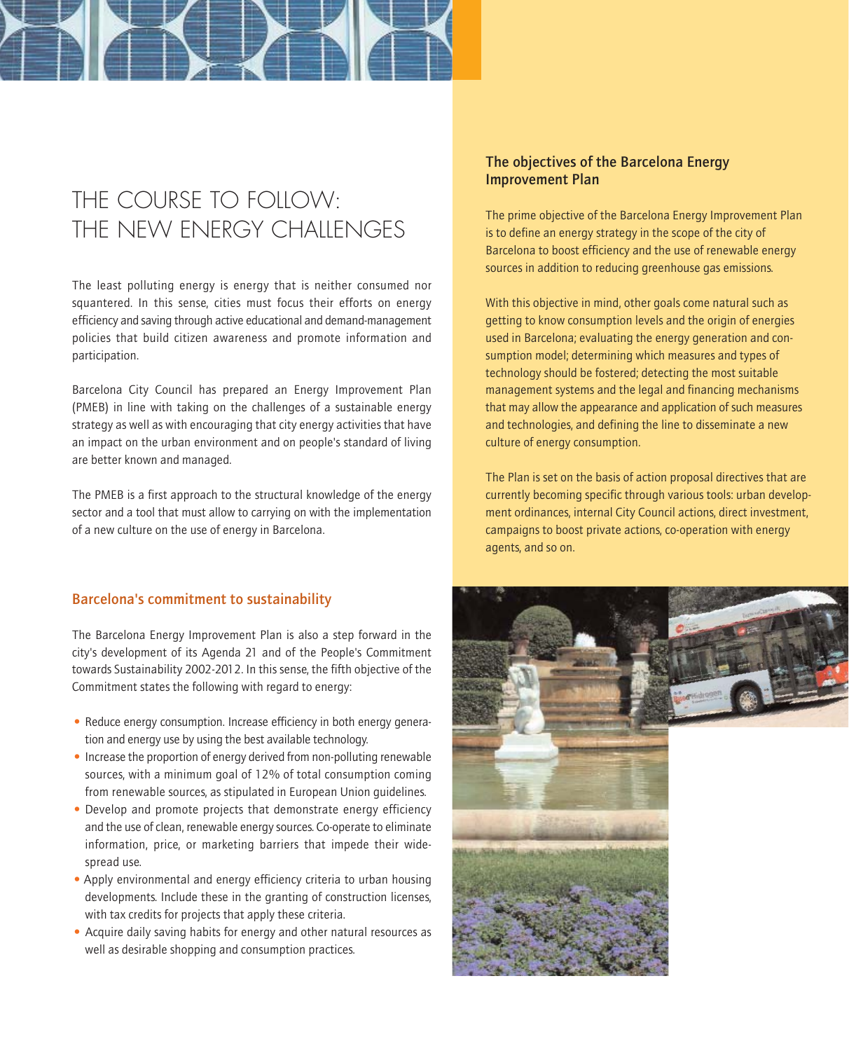# THE COURSE TO FOLLOW: THE NEW ENERGY CHALLENGES

The least polluting energy is energy that is neither consumed nor squantered. In this sense, cities must focus their efforts on energy efficiency and saving through active educational and demand-management policies that build citizen awareness and promote information and participation.

Barcelona City Council has prepared an Energy Improvement Plan (PMEB) in line with taking on the challenges of a sustainable energy strategy as well as with encouraging that city energy activities that have an impact on the urban environment and on people's standard of living are better known and managed.

The PMEB is a first approach to the structural knowledge of the energy sector and a tool that must allow to carrying on with the implementation of a new culture on the use of energy in Barcelona.

## Barcelona's commitment to sustainability

The Barcelona Energy Improvement Plan is also a step forward in the city's development of its Agenda 21 and of the People's Commitment towards Sustainability 2002-2012. In this sense, the fifth objective of the Commitment states the following with regard to energy:

- Reduce energy consumption. Increase efficiency in both energy generation and energy use by using the best available technology.
- Increase the proportion of energy derived from non-polluting renewable sources, with a minimum goal of 12% of total consumption coming from renewable sources, as stipulated in European Union guidelines.
- Develop and promote projects that demonstrate energy efficiency and the use of clean, renewable energy sources. Co-operate to eliminate information, price, or marketing barriers that impede their widespread use.
- Apply environmental and energy efficiency criteria to urban housing developments. Include these in the granting of construction licenses, with tax credits for projects that apply these criteria.
- Acquire daily saving habits for energy and other natural resources as well as desirable shopping and consumption practices.

## The objectives of the Barcelona Energy Improvement Plan

The prime objective of the Barcelona Energy Improvement Plan is to define an energy strategy in the scope of the city of Barcelona to boost efficiency and the use of renewable energy sources in addition to reducing greenhouse gas emissions.

With this objective in mind, other goals come natural such as getting to know consumption levels and the origin of energies used in Barcelona; evaluating the energy generation and consumption model; determining which measures and types of technology should be fostered; detecting the most suitable management systems and the legal and financing mechanisms that may allow the appearance and application of such measures and technologies, and defining the line to disseminate a new culture of energy consumption.

The Plan is set on the basis of action proposal directives that are currently becoming specific through various tools: urban development ordinances, internal City Council actions, direct investment, campaigns to boost private actions, co-operation with energy agents, and so on.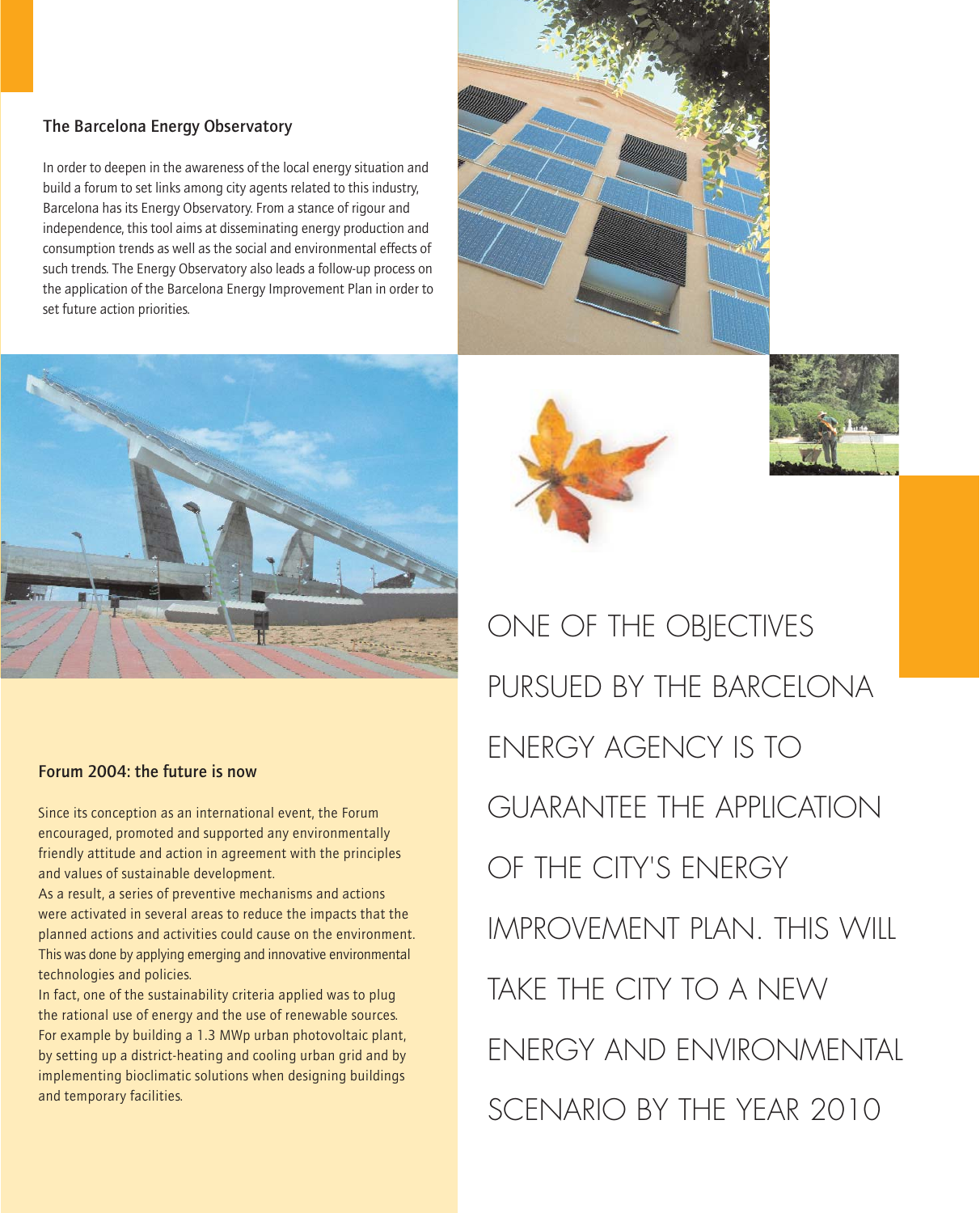## The Barcelona Energy Observatory

In order to deepen in the awareness of the local energy situation and build a forum to set links among city agents related to this industry, Barcelona has its Energy Observatory. From a stance of rigour and independence, this tool aims at disseminating energy production and consumption trends as well as the social and environmental effects of such trends. The Energy Observatory also leads a follow-up process on the application of the Barcelona Energy Improvement Plan in order to set future action priorities.

## Forum 2004: the future is now

Since its conception as an international event, the Forum encouraged, promoted and supported any environmentally friendly attitude and action in agreement with the principles and values of sustainable development.

As a result, a series of preventive mechanisms and actions were activated in several areas to reduce the impacts that the planned actions and activities could cause on the environment. This was done by applying emerging and innovative environmental technologies and policies.

In fact, one of the sustainability criteria applied was to plug the rational use of energy and the use of renewable sources. For example by building a 1.3 MWp urban photovoltaic plant, by setting up a district-heating and cooling urban grid and by implementing bioclimatic solutions when designing buildings and temporary facilities.

ONE OF THE OBJECTIVES PURSUED BY THE BARCELONA ENERGY AGENCY IS TO GUARANTEE THE APPLICATION OF THE CITY'S ENERGY IMPROVEMENT PLAN. THIS WILL TAKE THE CITY TO A NEW ENERGY AND ENVIRONMENTAL SCENARIO BY THE YEAR 2010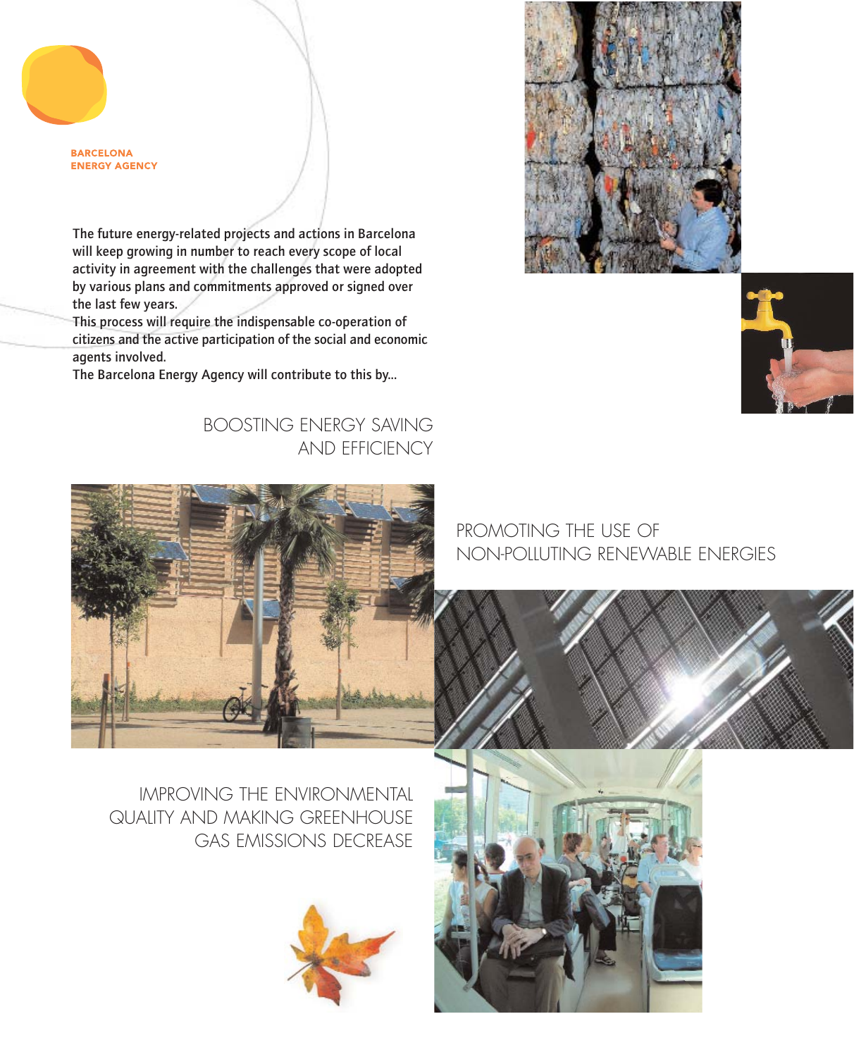**BARCELONA ENERGY AGENCY**

The future energy-related projects and actions in Barcelona will keep growing in number to reach every scope of local activity in agreement with the challenges that were adopted by various plans and commitments approved or signed over the last few years.
This process will require the indispensable co-operation of citizens and the active participation of the social and economic agents involved.
The Barcelona Energy Agency will contribute to this by...

## BOOSTING ENERGY SAVING AND EFFICIENCY

## PROMOTING THE USE OF NON-POLLUTING RENEWABLE ENERGIES

## IMPROVING THE ENVIRONMENTAL QUALITY AND MAKING GREENHOUSE GAS EMISSIONS DECREASE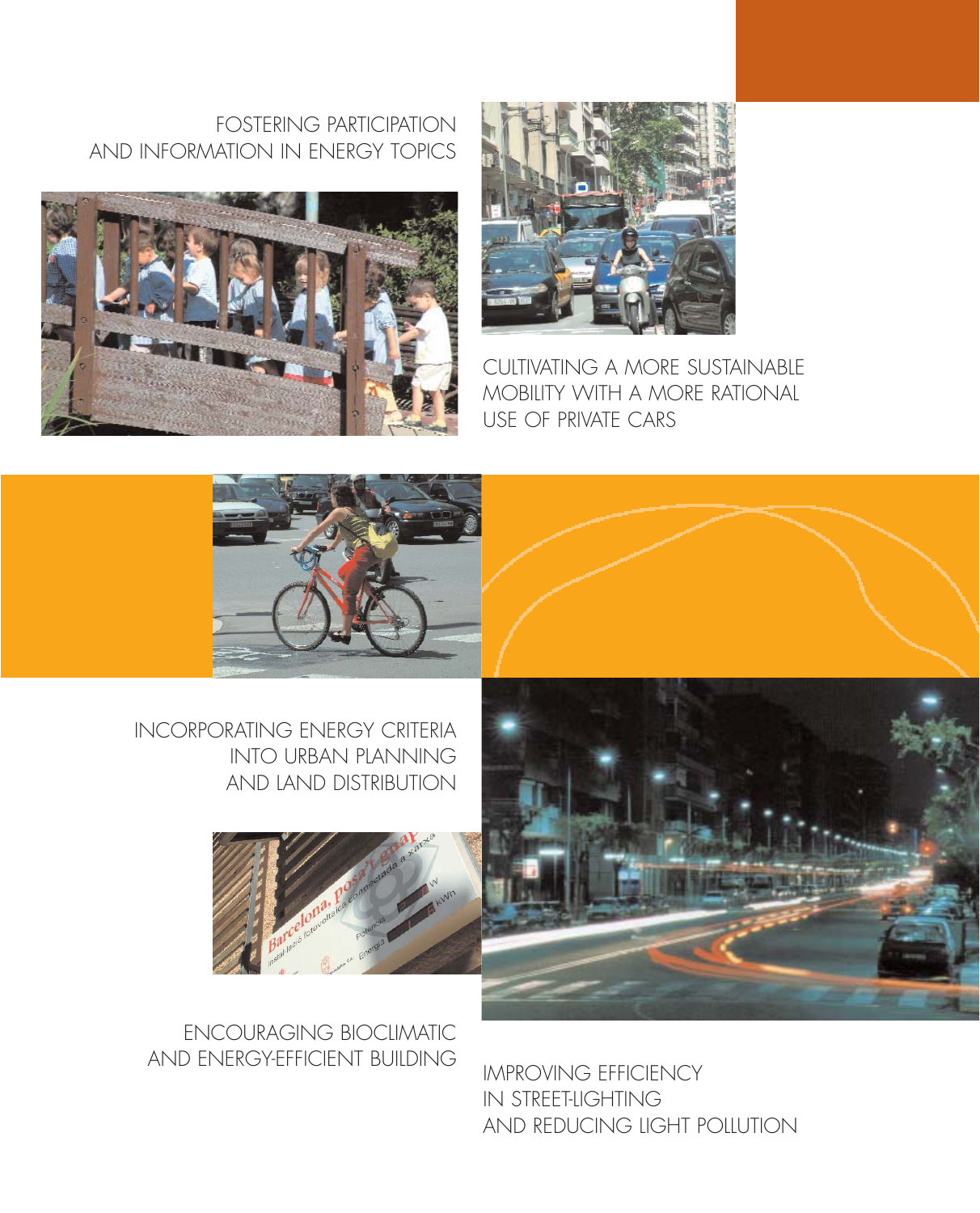FOSTERING PARTICIPATION AND INFORMATION IN ENERGY TOPICS

CULTIVATING A MORE SUSTAINABLE MOBILITY WITH A MORE RATIONAL USE OF PRIVATE CARS

INCORPORATING ENERGY CRITERIA INTO URBAN PLANNING AND LAND DISTRIBUTION

ENCOURAGING BIOCLIMATIC AND ENERGY-EFFICIENT BUILDING

IMPROVING EFFICIENCY IN STREET-LIGHTING AND REDUCING LIGHT POLLUTION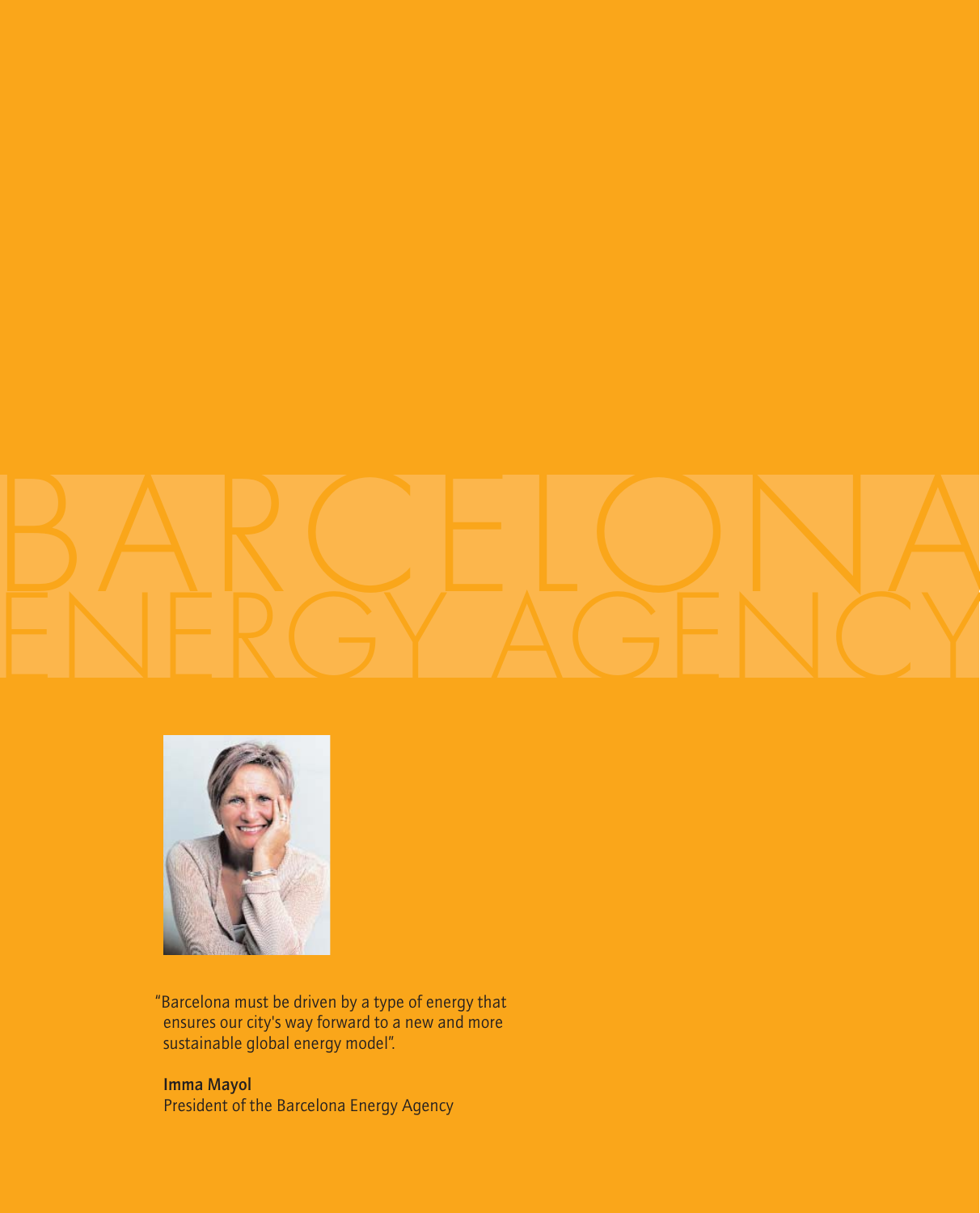# BARCELONA ENERGY AGENCY

"Barcelona must be driven by a type of energy that ensures our city's way forward to a new and more sustainable global energy model".

**Imma Mayol**
President of the Barcelona Energy Agency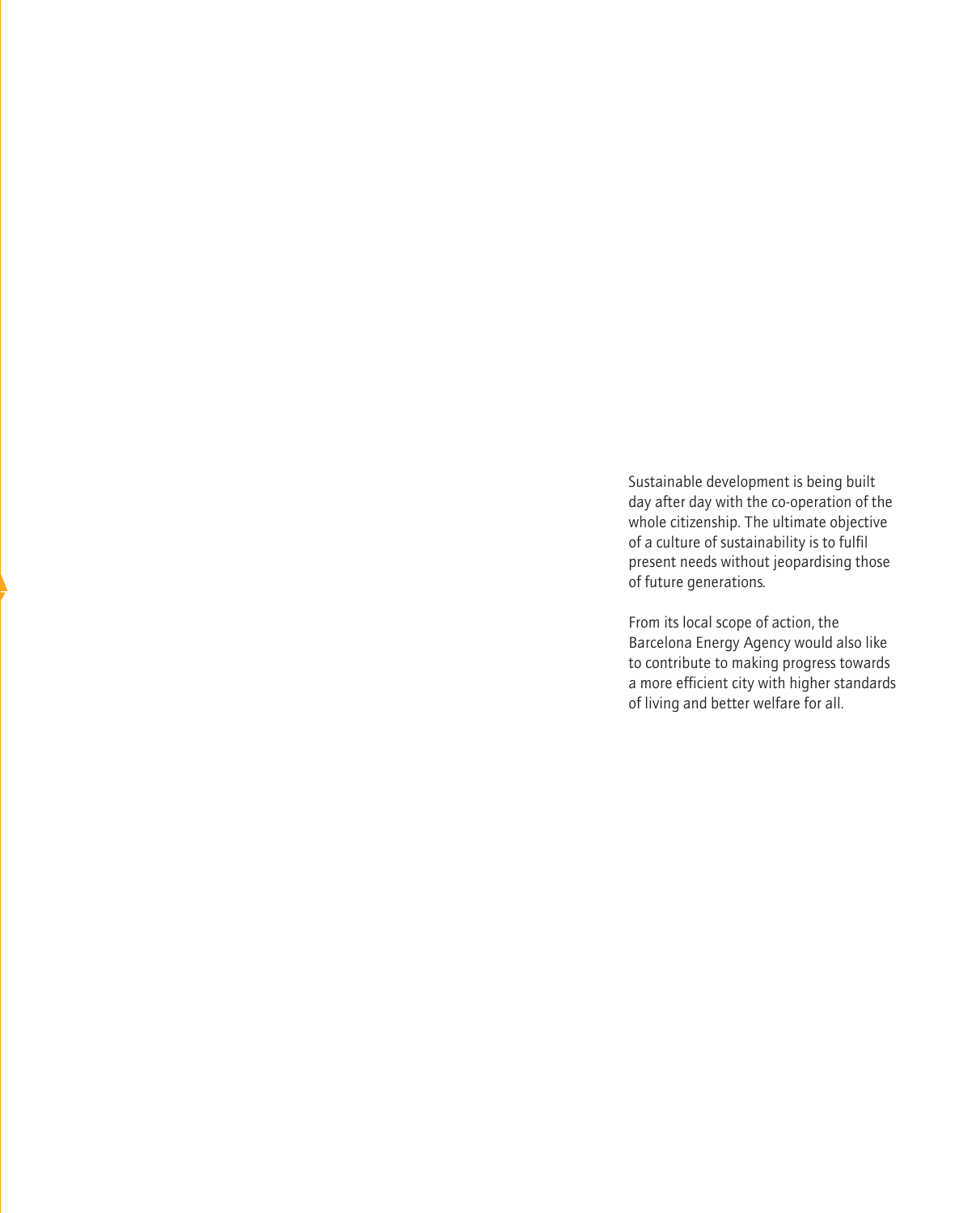Sustainable development is being built day after day with the co-operation of the whole citizenship. The ultimate objective of a culture of sustainability is to fulfil present needs without jeopardising those of future generations.

From its local scope of action, the Barcelona Energy Agency would also like to contribute to making progress towards a more efficient city with higher standards of living and better welfare for all.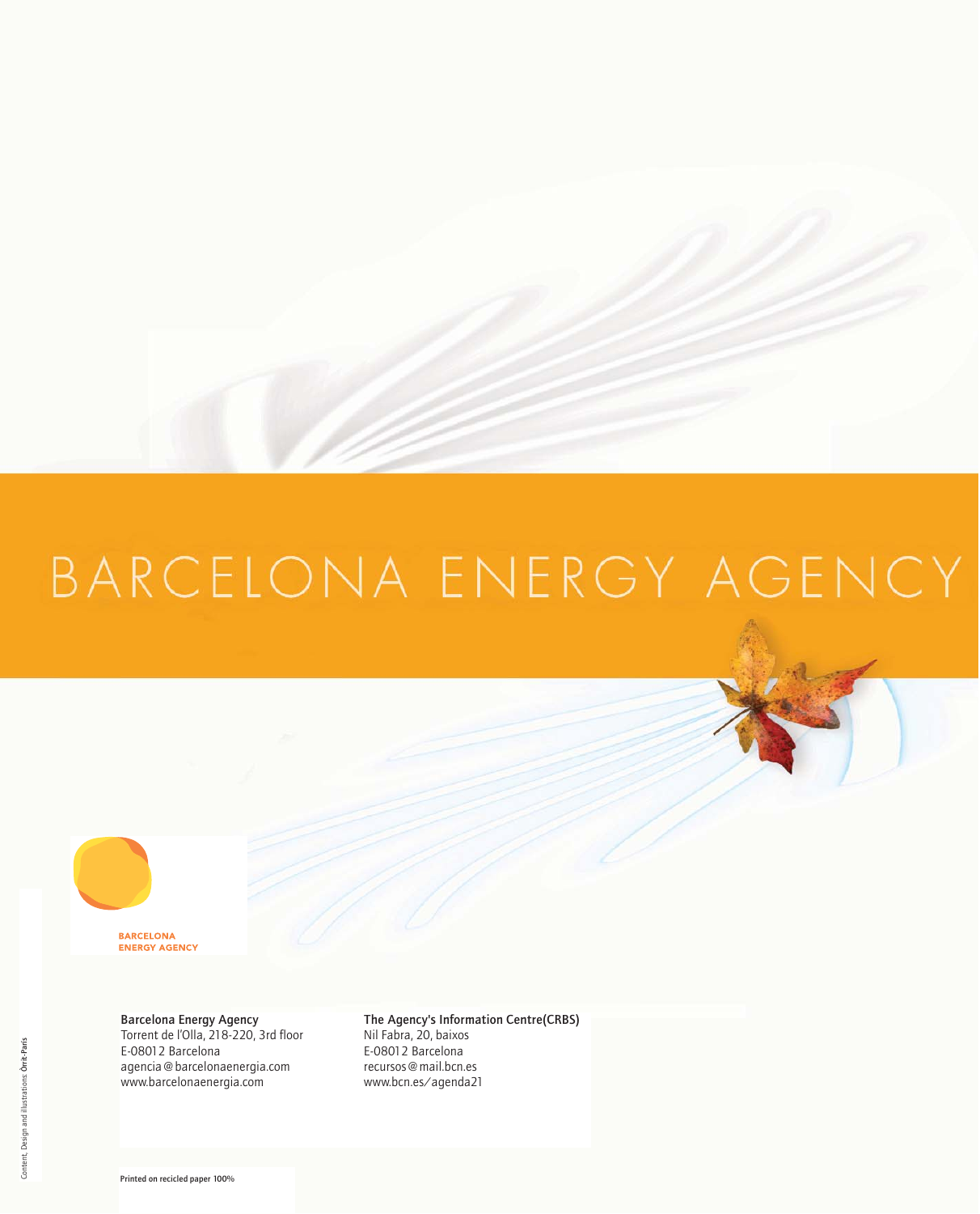# BARCELONA ENERGY AGENCY

BARCELONA
ENERGY AGENCY

**Barcelona Energy Agency**
Torrent de l'Olla, 218-220, 3rd floor
E-08012 Barcelona
agencia@barcelonaenergia.com
www.barcelonaenergia.com

**The Agency's Information Centre(CRBS)**
Nil Fabra, 20, baixos
E-08012 Barcelona
recursos@mail.bcn.es
www.bcn.es/agenda21

Content, Design and Illustrations: Òrrit-París

Printed on recicled paper 100%